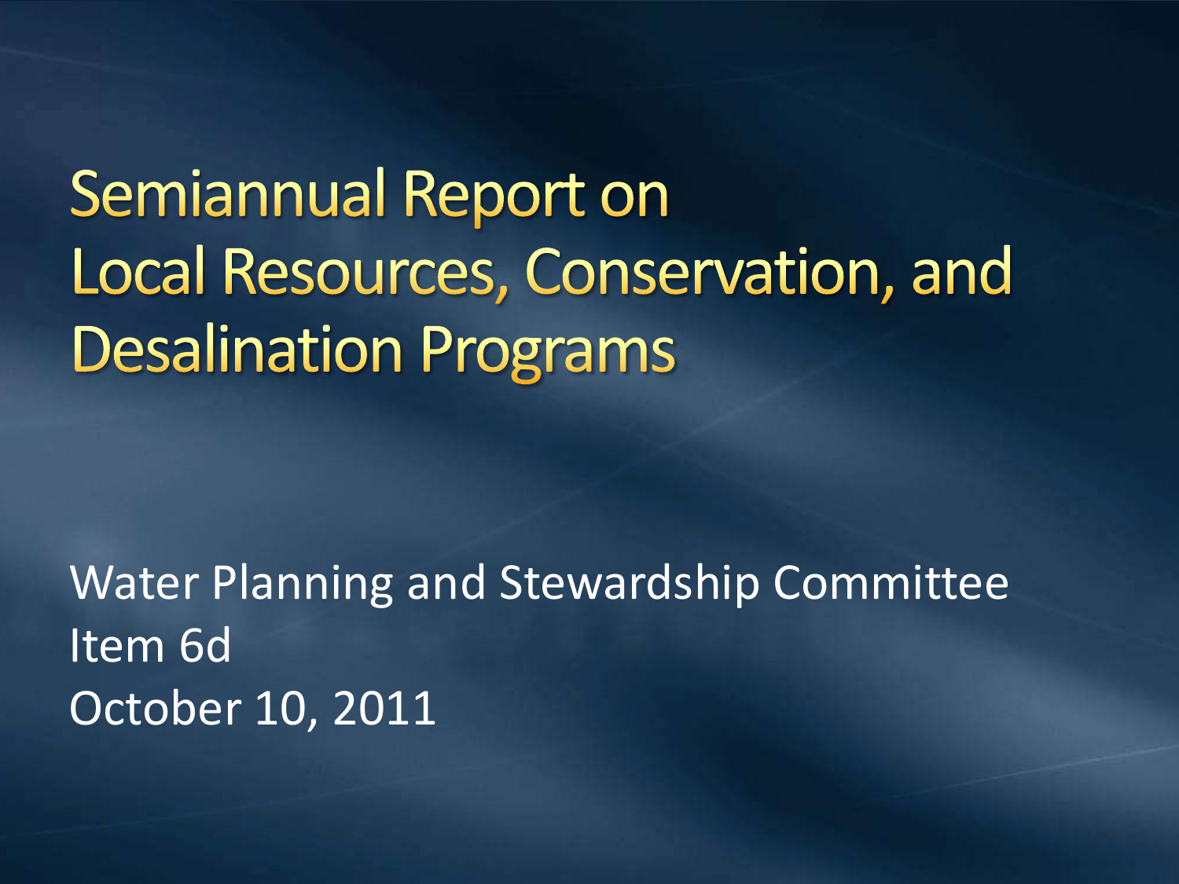# Semiannual Report on Local Resources, Conservation, and Desalination Programs

Water Planning and Stewardship Committee
Item 6d
October 10, 2011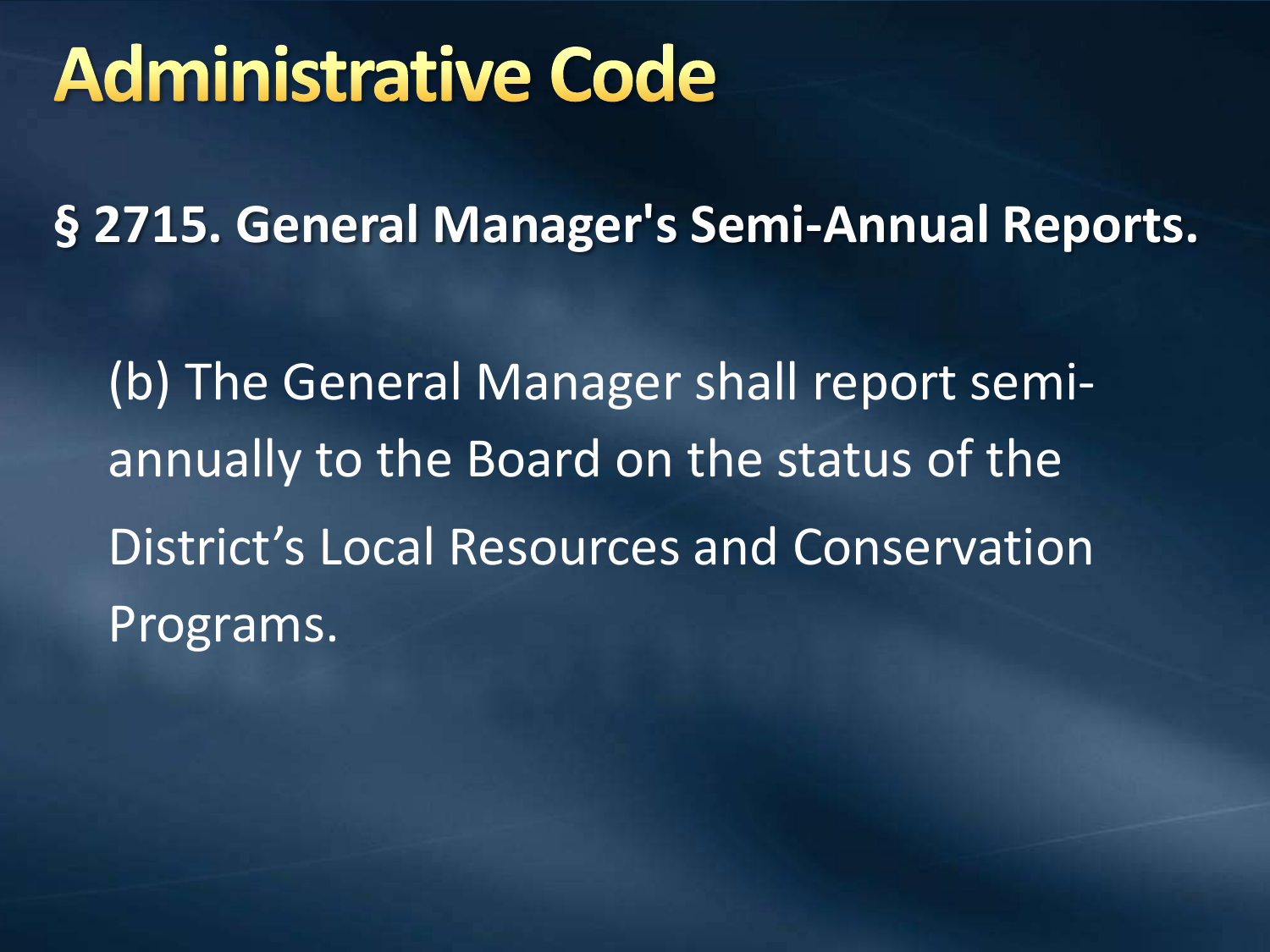# Administrative Code

**§ 2715. General Manager's Semi-Annual Reports.**

(b) The General Manager shall report semi-annually to the Board on the status of the District's Local Resources and Conservation Programs.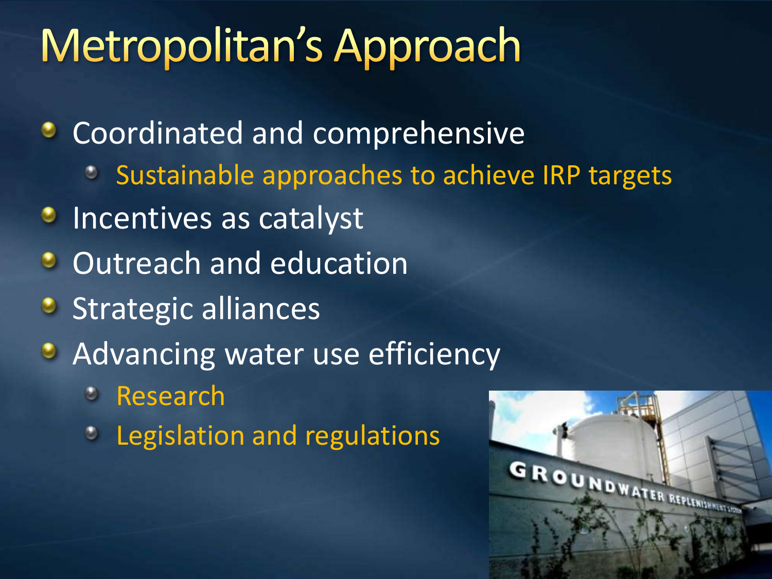# Metropolitan's Approach

- Coordinated and comprehensive
  - Sustainable approaches to achieve IRP targets
- Incentives as catalyst
- Outreach and education
- Strategic alliances
- Advancing water use efficiency
  - Research
  - Legislation and regulations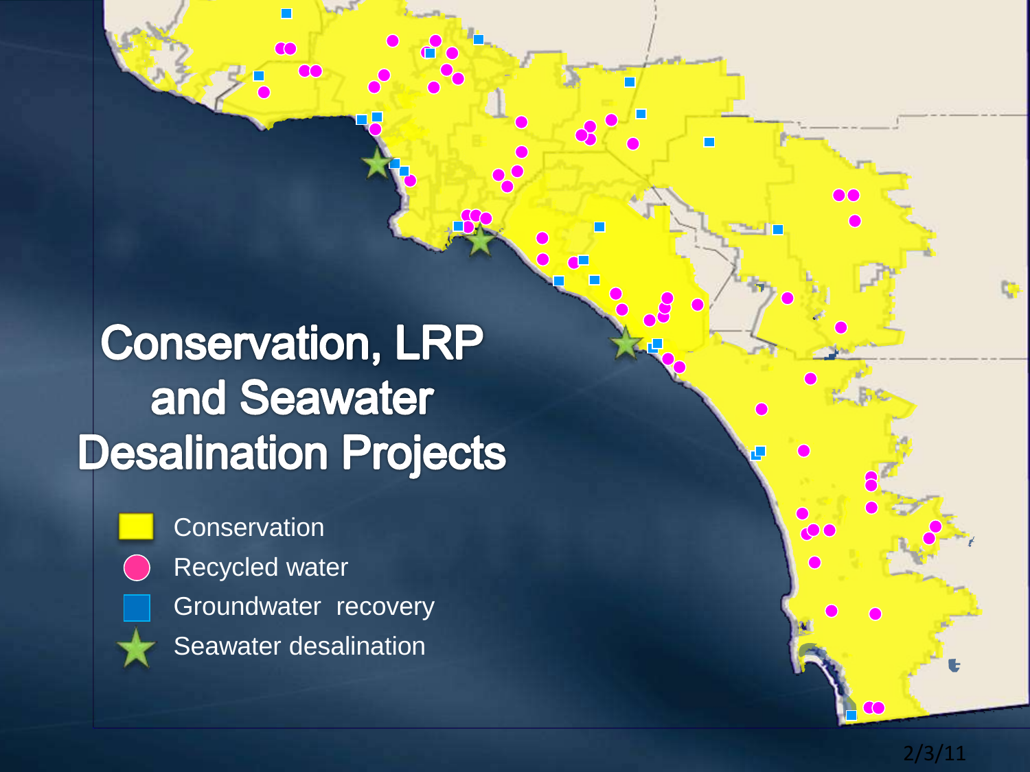# Conservation, LRP and Seawater Desalination Projects

- Conservation
- Recycled water
- Groundwater recovery
- Seawater desalination

2/3/11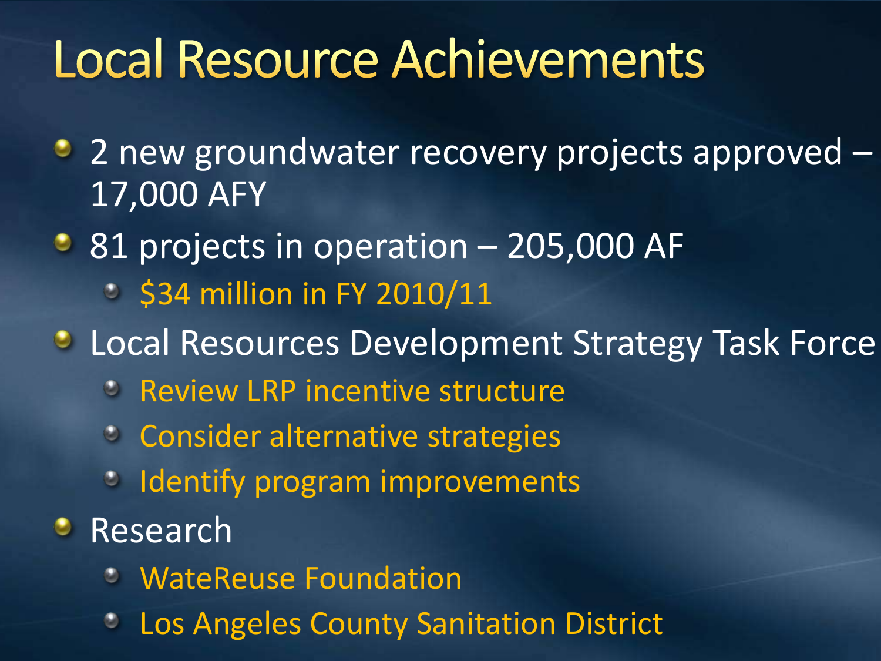# Local Resource Achievements

- 2 new groundwater recovery projects approved – 17,000 AFY
- 81 projects in operation – 205,000 AF
  - $34 million in FY 2010/11
- Local Resources Development Strategy Task Force
  - Review LRP incentive structure
  - Consider alternative strategies
  - Identify program improvements
- Research
  - WateReuse Foundation
  - Los Angeles County Sanitation District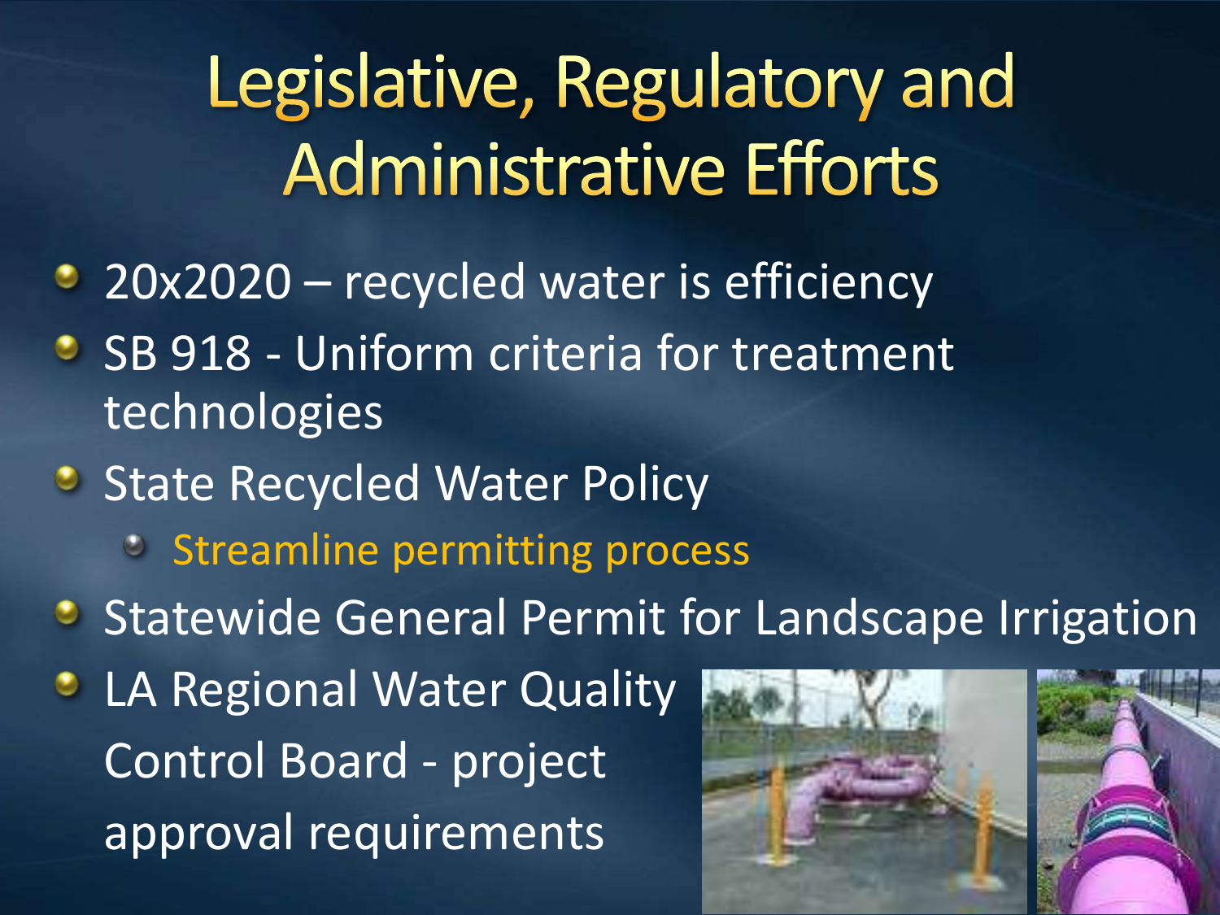# Legislative, Regulatory and Administrative Efforts

- 20x2020 – recycled water is efficiency
- SB 918 - Uniform criteria for treatment technologies
- State Recycled Water Policy
  - Streamline permitting process
- Statewide General Permit for Landscape Irrigation
- LA Regional Water Quality Control Board - project approval requirements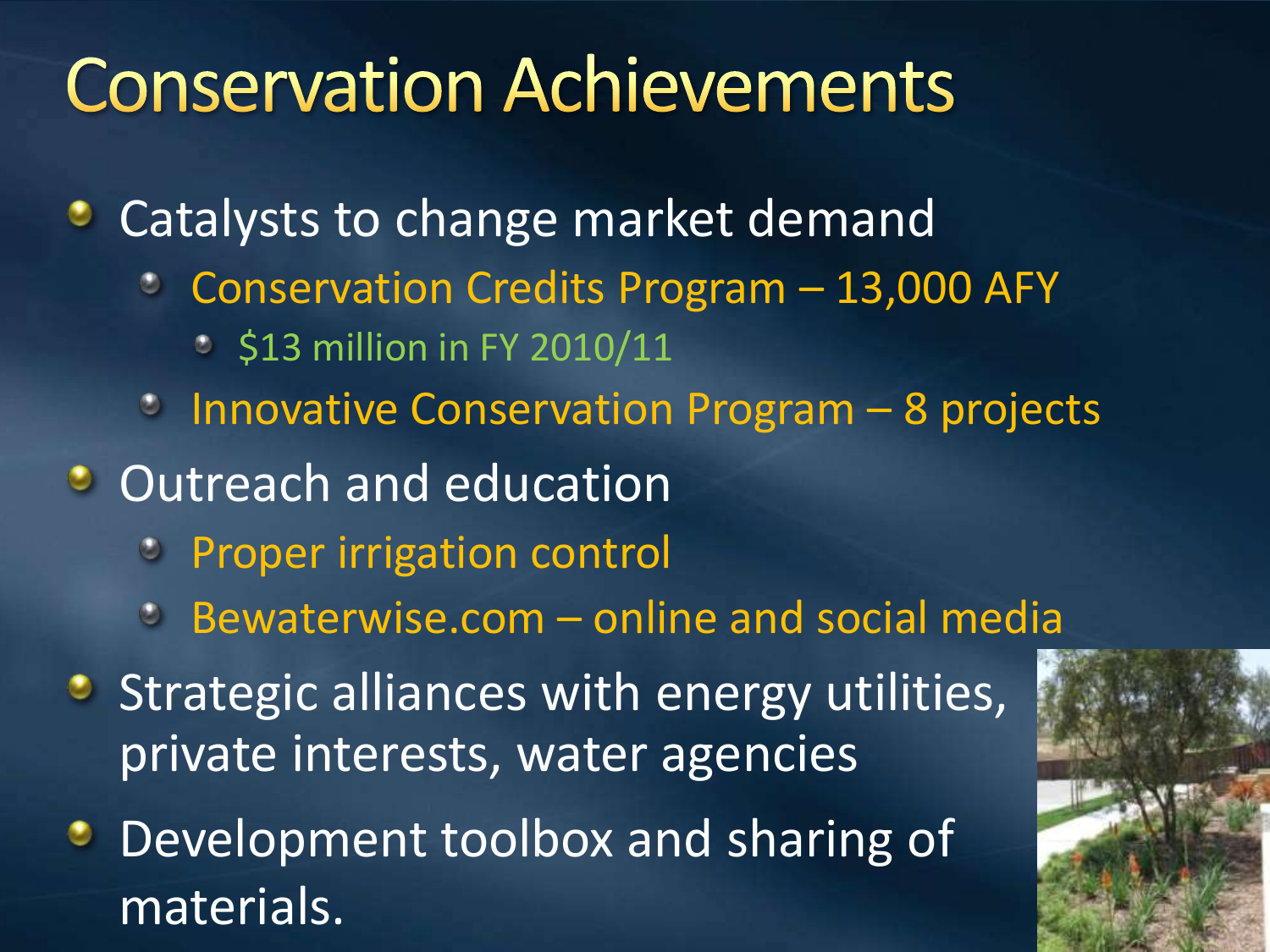# Conservation Achievements

- Catalysts to change market demand
  - Conservation Credits Program – 13,000 AFY
    - $13 million in FY 2010/11
  - Innovative Conservation Program – 8 projects
- Outreach and education
  - Proper irrigation control
  - Bewaterwise.com – online and social media
- Strategic alliances with energy utilities, private interests, water agencies
- Development toolbox and sharing of materials.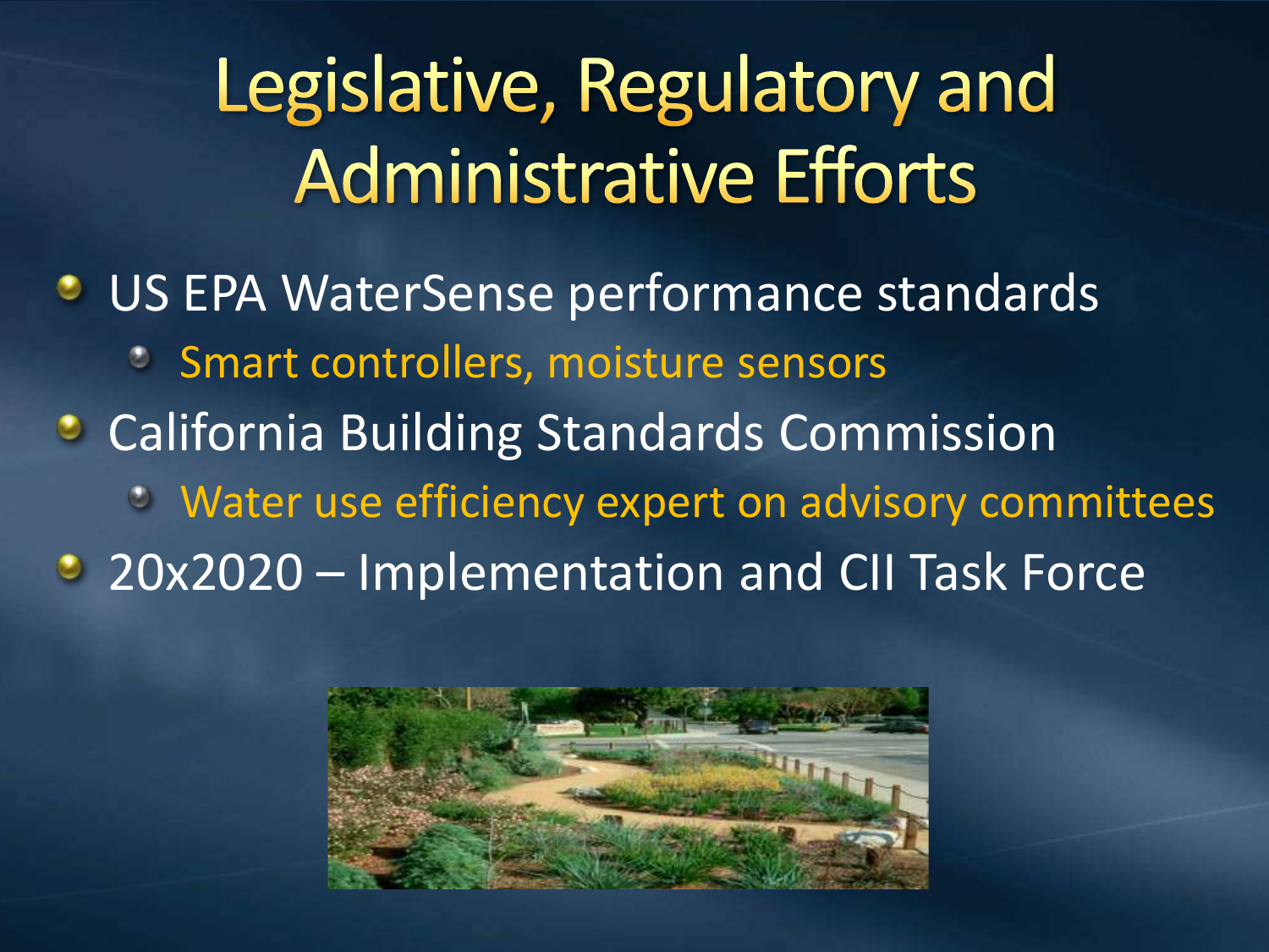# Legislative, Regulatory and Administrative Efforts

- US EPA WaterSense performance standards
  - Smart controllers, moisture sensors
- California Building Standards Commission
  - Water use efficiency expert on advisory committees
- 20x2020 – Implementation and CII Task Force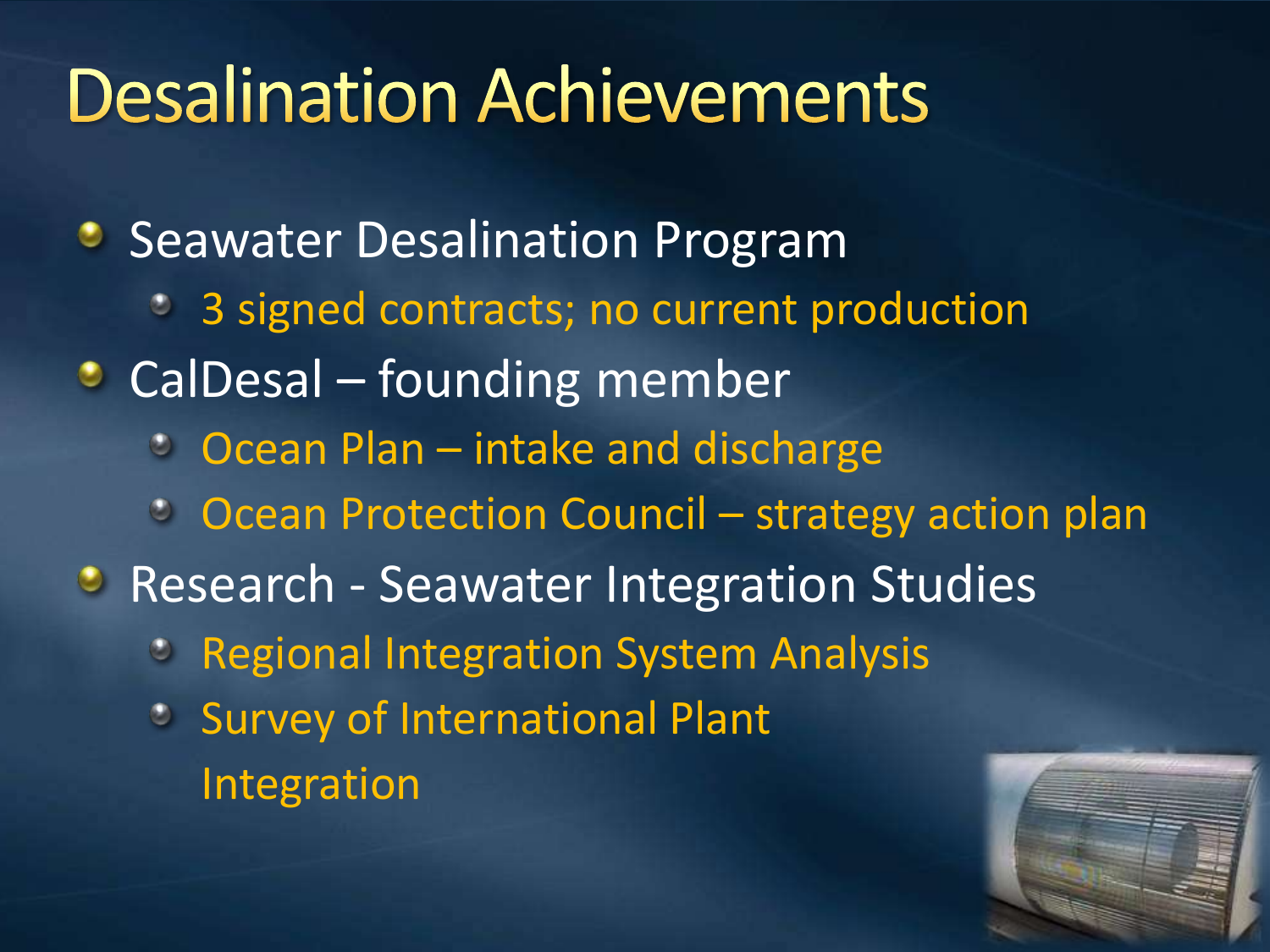# Desalination Achievements

- Seawater Desalination Program
  - 3 signed contracts; no current production
- CalDesal – founding member
  - Ocean Plan – intake and discharge
  - Ocean Protection Council – strategy action plan
- Research - Seawater Integration Studies
  - Regional Integration System Analysis
  - Survey of International Plant Integration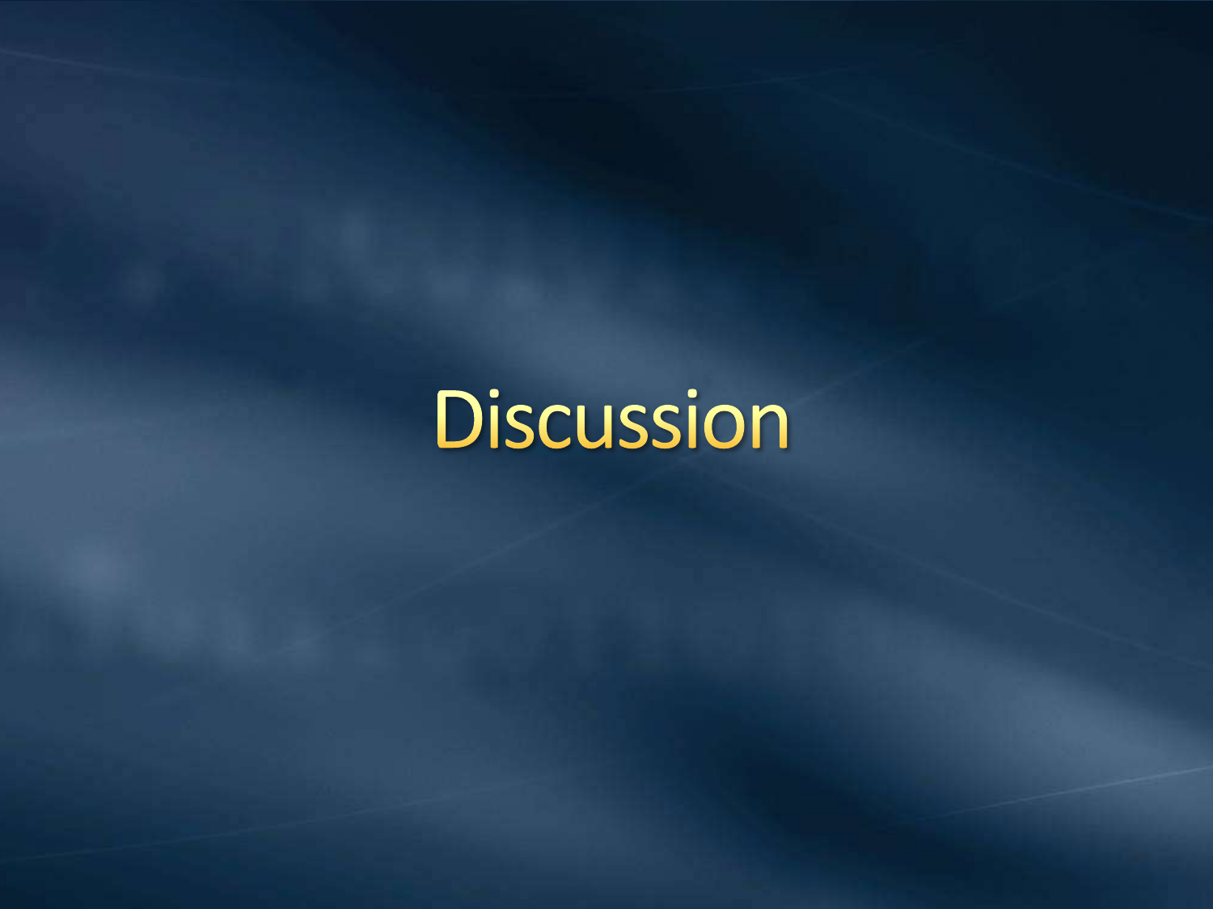# Discussion